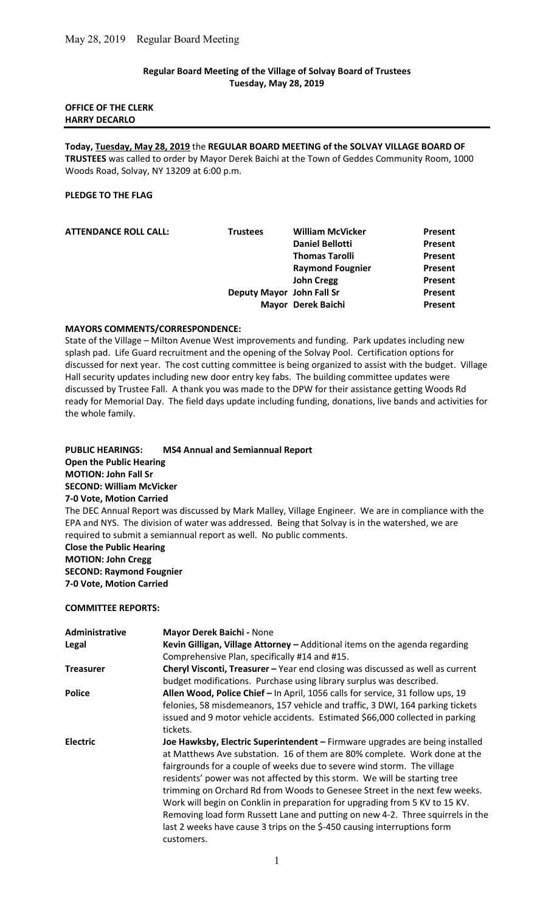May 28, 2019 Regular Board Meeting

**Regular Board Meeting of the Village of Solvay Board of Trustees**
**Tuesday, May 28, 2019**

**OFFICE OF THE CLERK**
**HARRY DECARLO**

---

**Today, Tuesday, May 28, 2019** the **REGULAR BOARD MEETING of the SOLVAY VILLAGE BOARD OF TRUSTEES** was called to order by Mayor Derek Baichi at the Town of Geddes Community Room, 1000 Woods Road, Solvay, NY 13209 at 6:00 p.m.

**PLEDGE TO THE FLAG**

| **ATTENDANCE ROLL CALL:** | **Trustees** | **William McVicker** | **Present** |
|---|---|---|---|
| | | **Daniel Bellotti** | **Present** |
| | | **Thomas Tarolli** | **Present** |
| | | **Raymond Fougnier** | **Present** |
| | | **John Cregg** | **Present** |
| | **Deputy Mayor** | **John Fall Sr** | **Present** |
| | **Mayor** | **Derek Baichi** | **Present** |

**MAYORS COMMENTS/CORRESPONDENCE:**
State of the Village – Milton Avenue West improvements and funding. Park updates including new splash pad. Life Guard recruitment and the opening of the Solvay Pool. Certification options for discussed for next year. The cost cutting committee is being organized to assist with the budget. Village Hall security updates including new door entry key fabs. The building committee updates were discussed by Trustee Fall. A thank you was made to the DPW for their assistance getting Woods Rd ready for Memorial Day. The field days update including funding, donations, live bands and activities for the whole family.

**PUBLIC HEARINGS: MS4 Annual and Semiannual Report**
**Open the Public Hearing**
**MOTION: John Fall Sr**
**SECOND: William McVicker**
**7-0 Vote, Motion Carried**
The DEC Annual Report was discussed by Mark Malley, Village Engineer. We are in compliance with the EPA and NYS. The division of water was addressed. Being that Solvay is in the watershed, we are required to submit a semiannual report as well. No public comments.
**Close the Public Hearing**
**MOTION: John Cregg**
**SECOND: Raymond Fougnier**
**7-0 Vote, Motion Carried**

**COMMITTEE REPORTS:**

| | |
|---|---|
| **Administrative** | **Mayor Derek Baichi -** None |
| **Legal** | **Kevin Gilligan, Village Attorney –** Additional items on the agenda regarding Comprehensive Plan, specifically #14 and #15. |
| **Treasurer** | **Cheryl Visconti, Treasurer –** Year end closing was discussed as well as current budget modifications. Purchase using library surplus was described. |
| **Police** | **Allen Wood, Police Chief –** In April, 1056 calls for service, 31 follow ups, 19 felonies, 58 misdemeanors, 157 vehicle and traffic, 3 DWI, 164 parking tickets issued and 9 motor vehicle accidents. Estimated $66,000 collected in parking tickets. |
| **Electric** | **Joe Hawksby, Electric Superintendent –** Firmware upgrades are being installed at Matthews Ave substation. 16 of them are 80% complete. Work done at the fairgrounds for a couple of weeks due to severe wind storm. The village residents' power was not affected by this storm. We will be starting tree trimming on Orchard Rd from Woods to Genesee Street in the next few weeks. Work will begin on Conklin in preparation for upgrading from 5 KV to 15 KV. Removing load form Russett Lane and putting on new 4-2. Three squirrels in the last 2 weeks have cause 3 trips on the $-450 causing interruptions form customers. |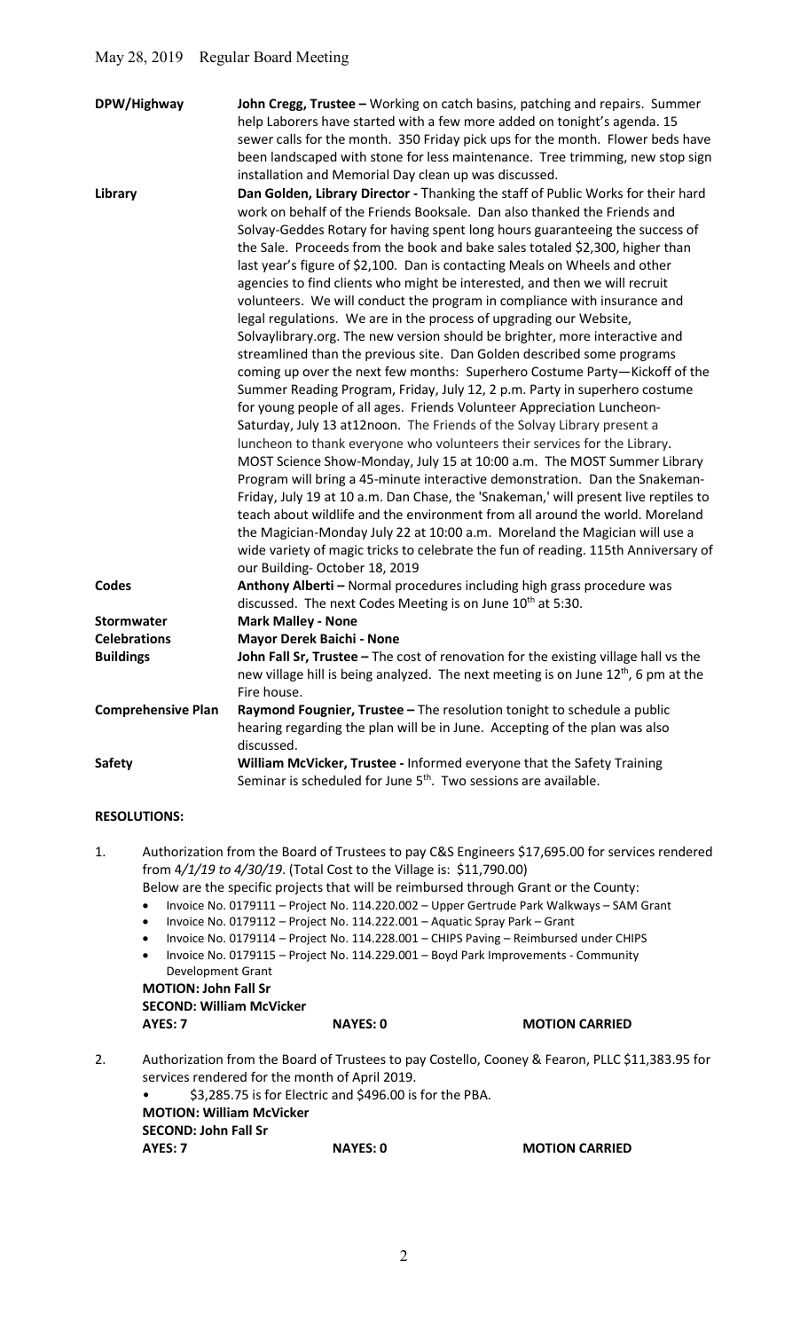| | |
|---|---|
| **DPW/Highway** | **John Cregg, Trustee –** Working on catch basins, patching and repairs. Summer help Laborers have started with a few more added on tonight's agenda. 15 sewer calls for the month. 350 Friday pick ups for the month. Flower beds have been landscaped with stone for less maintenance. Tree trimming, new stop sign installation and Memorial Day clean up was discussed. |
| **Library** | **Dan Golden, Library Director -** Thanking the staff of Public Works for their hard work on behalf of the Friends Booksale. Dan also thanked the Friends and Solvay-Geddes Rotary for having spent long hours guaranteeing the success of the Sale. Proceeds from the book and bake sales totaled $2,300, higher than last year's figure of $2,100. Dan is contacting Meals on Wheels and other agencies to find clients who might be interested, and then we will recruit volunteers. We will conduct the program in compliance with insurance and legal regulations. We are in the process of upgrading our Website, Solvaylibrary.org. The new version should be brighter, more interactive and streamlined than the previous site. Dan Golden described some programs coming up over the next few months: Superhero Costume Party—Kickoff of the Summer Reading Program, Friday, July 12, 2 p.m. Party in superhero costume for young people of all ages. Friends Volunteer Appreciation Luncheon-Saturday, July 13 at12noon. The Friends of the Solvay Library present a luncheon to thank everyone who volunteers their services for the Library. MOST Science Show-Monday, July 15 at 10:00 a.m. The MOST Summer Library Program will bring a 45-minute interactive demonstration. Dan the Snakeman-Friday, July 19 at 10 a.m. Dan Chase, the 'Snakeman,' will present live reptiles to teach about wildlife and the environment from all around the world. Moreland the Magician-Monday July 22 at 10:00 a.m. Moreland the Magician will use a wide variety of magic tricks to celebrate the fun of reading. 115th Anniversary of our Building- October 18, 2019 |
| **Codes** | **Anthony Alberti –** Normal procedures including high grass procedure was discussed. The next Codes Meeting is on June 10th at 5:30. |
| **Stormwater** | **Mark Malley - None** |
| **Celebrations** | **Mayor Derek Baichi - None** |
| **Buildings** | **John Fall Sr, Trustee –** The cost of renovation for the existing village hall vs the new village hill is being analyzed. The next meeting is on June 12th, 6 pm at the Fire house. |
| **Comprehensive Plan** | **Raymond Fougnier, Trustee –** The resolution tonight to schedule a public hearing regarding the plan will be in June. Accepting of the plan was also discussed. |
| **Safety** | **William McVicker, Trustee -** Informed everyone that the Safety Training Seminar is scheduled for June 5th. Two sessions are available. |

**RESOLUTIONS:**

1. Authorization from the Board of Trustees to pay C&S Engineers $17,695.00 for services rendered from *4/1/19 to 4/30/19*. (Total Cost to the Village is: $11,790.00)

   Below are the specific projects that will be reimbursed through Grant or the County:
   - Invoice No. 0179111 – Project No. 114.220.002 – Upper Gertrude Park Walkways – SAM Grant
   - Invoice No. 0179112 – Project No. 114.222.001 – Aquatic Spray Park – Grant
   - Invoice No. 0179114 – Project No. 114.228.001 – CHIPS Paving – Reimbursed under CHIPS
   - Invoice No. 0179115 – Project No. 114.229.001 – Boyd Park Improvements - Community Development Grant

   **MOTION: John Fall Sr**
   **SECOND: William McVicker**
   **AYES: 7** **NAYES: 0** **MOTION CARRIED**

2. Authorization from the Board of Trustees to pay Costello, Cooney & Fearon, PLLC $11,383.95 for services rendered for the month of April 2019.
   - $3,285.75 is for Electric and $496.00 is for the PBA.

   **MOTION: William McVicker**
   **SECOND: John Fall Sr**
   **AYES: 7** **NAYES: 0** **MOTION CARRIED**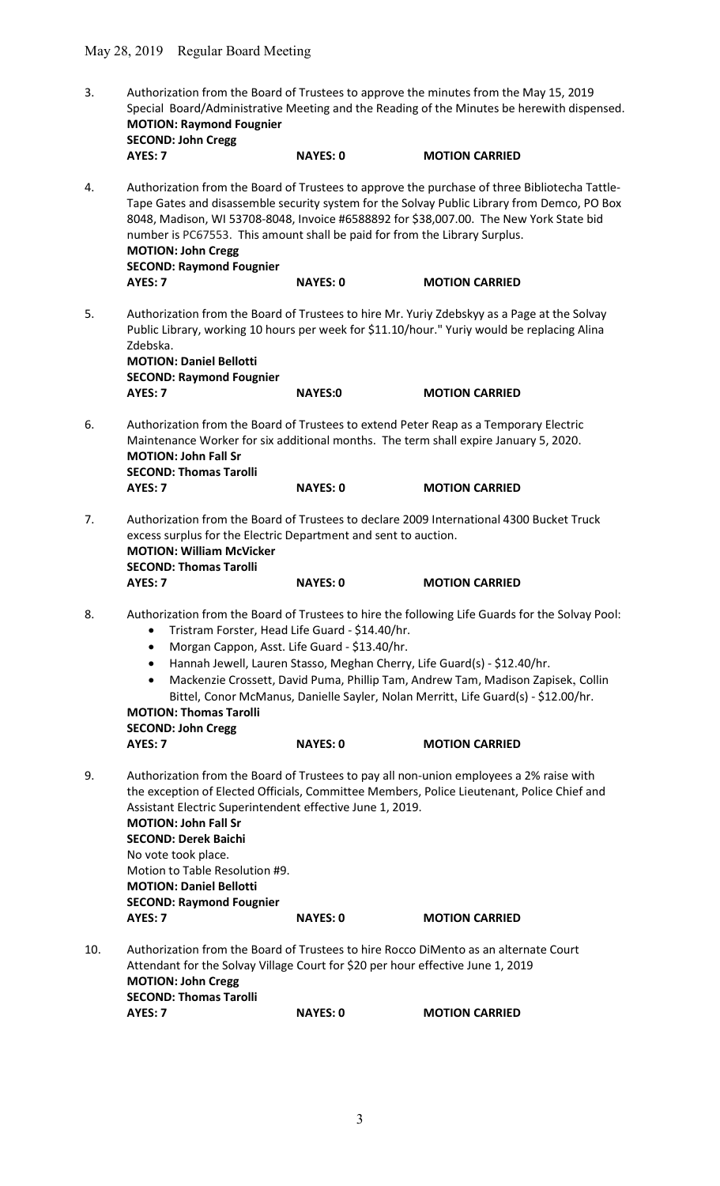3. Authorization from the Board of Trustees to approve the minutes from the May 15, 2019 Special Board/Administrative Meeting and the Reading of the Minutes be herewith dispensed.
**MOTION: Raymond Fougnier**
**SECOND: John Cregg**
**AYES: 7** **NAYES: 0** **MOTION CARRIED**

4. Authorization from the Board of Trustees to approve the purchase of three Bibliotecha Tattle-Tape Gates and disassemble security system for the Solvay Public Library from Demco, PO Box 8048, Madison, WI 53708-8048, Invoice #6588892 for $38,007.00. The New York State bid number is PC67553. This amount shall be paid for from the Library Surplus.
**MOTION: John Cregg**
**SECOND: Raymond Fougnier**
**AYES: 7** **NAYES: 0** **MOTION CARRIED**

5. Authorization from the Board of Trustees to hire Mr. Yuriy Zdebskyy as a Page at the Solvay Public Library, working 10 hours per week for $11.10/hour." Yuriy would be replacing Alina Zdebska.
**MOTION: Daniel Bellotti**
**SECOND: Raymond Fougnier**
**AYES: 7** **NAYES:0** **MOTION CARRIED**

6. Authorization from the Board of Trustees to extend Peter Reap as a Temporary Electric Maintenance Worker for six additional months. The term shall expire January 5, 2020.
**MOTION: John Fall Sr**
**SECOND: Thomas Tarolli**
**AYES: 7** **NAYES: 0** **MOTION CARRIED**

7. Authorization from the Board of Trustees to declare 2009 International 4300 Bucket Truck excess surplus for the Electric Department and sent to auction.
**MOTION: William McVicker**
**SECOND: Thomas Tarolli**
**AYES: 7** **NAYES: 0** **MOTION CARRIED**

8. Authorization from the Board of Trustees to hire the following Life Guards for the Solvay Pool:
   - Tristram Forster, Head Life Guard - $14.40/hr.
   - Morgan Cappon, Asst. Life Guard - $13.40/hr.
   - Hannah Jewell, Lauren Stasso, Meghan Cherry, Life Guard(s) - $12.40/hr.
   - Mackenzie Crossett, David Puma, Phillip Tam, Andrew Tam, Madison Zapisek, Collin Bittel, Conor McManus, Danielle Sayler, Nolan Merritt, Life Guard(s) - $12.00/hr.

   **MOTION: Thomas Tarolli**
   **SECOND: John Cregg**
   **AYES: 7** **NAYES: 0** **MOTION CARRIED**

9. Authorization from the Board of Trustees to pay all non-union employees a 2% raise with the exception of Elected Officials, Committee Members, Police Lieutenant, Police Chief and Assistant Electric Superintendent effective June 1, 2019.
**MOTION: John Fall Sr**
**SECOND: Derek Baichi**
No vote took place.
Motion to Table Resolution #9.
**MOTION: Daniel Bellotti**
**SECOND: Raymond Fougnier**
**AYES: 7** **NAYES: 0** **MOTION CARRIED**

10. Authorization from the Board of Trustees to hire Rocco DiMento as an alternate Court Attendant for the Solvay Village Court for $20 per hour effective June 1, 2019
**MOTION: John Cregg**
**SECOND: Thomas Tarolli**
**AYES: 7** **NAYES: 0** **MOTION CARRIED**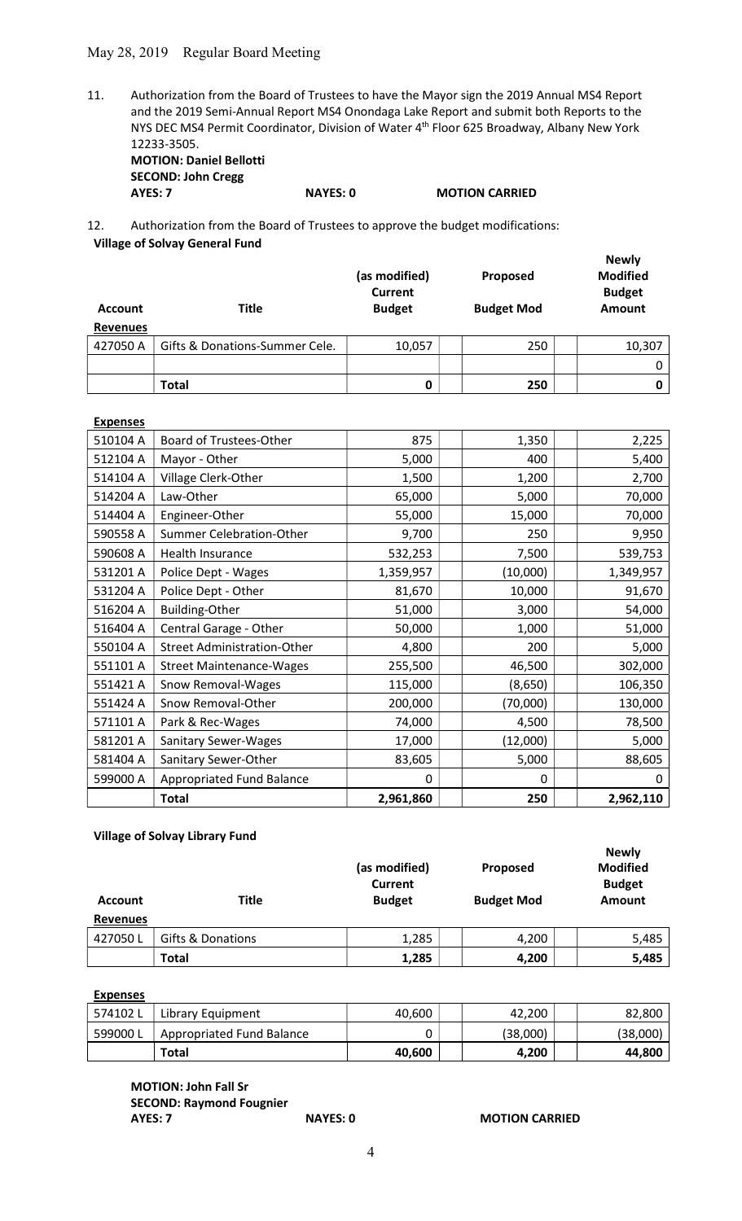May 28, 2019 Regular Board Meeting

11. Authorization from the Board of Trustees to have the Mayor sign the 2019 Annual MS4 Report and the 2019 Semi-Annual Report MS4 Onondaga Lake Report and submit both Reports to the NYS DEC MS4 Permit Coordinator, Division of Water 4th Floor 625 Broadway, Albany New York 12233-3505.

**MOTION: Daniel Bellotti**
**SECOND: John Cregg**
**AYES: 7** **NAYES: 0** **MOTION CARRIED**

12. Authorization from the Board of Trustees to approve the budget modifications:

**Village of Solvay General Fund**

| Account | Title | (as modified) Current Budget | Proposed Budget Mod | Newly Modified Budget Amount |
|---|---|---|---|---|
| **Revenues** | | | | |
| 427050 A | Gifts & Donations-Summer Cele. | 10,057 | 250 | 10,307 |
| | | | | 0 |
| | **Total** | **0** | **250** | **0** |
| **Expenses** | | | | |
| 510104 A | Board of Trustees-Other | 875 | 1,350 | 2,225 |
| 512104 A | Mayor - Other | 5,000 | 400 | 5,400 |
| 514104 A | Village Clerk-Other | 1,500 | 1,200 | 2,700 |
| 514204 A | Law-Other | 65,000 | 5,000 | 70,000 |
| 514404 A | Engineer-Other | 55,000 | 15,000 | 70,000 |
| 590558 A | Summer Celebration-Other | 9,700 | 250 | 9,950 |
| 590608 A | Health Insurance | 532,253 | 7,500 | 539,753 |
| 531201 A | Police Dept - Wages | 1,359,957 | (10,000) | 1,349,957 |
| 531204 A | Police Dept - Other | 81,670 | 10,000 | 91,670 |
| 516204 A | Building-Other | 51,000 | 3,000 | 54,000 |
| 516404 A | Central Garage - Other | 50,000 | 1,000 | 51,000 |
| 550104 A | Street Administration-Other | 4,800 | 200 | 5,000 |
| 551101 A | Street Maintenance-Wages | 255,500 | 46,500 | 302,000 |
| 551421 A | Snow Removal-Wages | 115,000 | (8,650) | 106,350 |
| 551424 A | Snow Removal-Other | 200,000 | (70,000) | 130,000 |
| 571101 A | Park & Rec-Wages | 74,000 | 4,500 | 78,500 |
| 581201 A | Sanitary Sewer-Wages | 17,000 | (12,000) | 5,000 |
| 581404 A | Sanitary Sewer-Other | 83,605 | 5,000 | 88,605 |
| 599000 A | Appropriated Fund Balance | 0 | 0 | 0 |
| | **Total** | **2,961,860** | **250** | **2,962,110** |

**Village of Solvay Library Fund**

| Account | Title | (as modified) Current Budget | Proposed Budget Mod | Newly Modified Budget Amount |
|---|---|---|---|---|
| **Revenues** | | | | |
| 427050 L | Gifts & Donations | 1,285 | 4,200 | 5,485 |
| | **Total** | **1,285** | **4,200** | **5,485** |
| **Expenses** | | | | |
| 574102 L | Library Equipment | 40,600 | 42,200 | 82,800 |
| 599000 L | Appropriated Fund Balance | 0 | (38,000) | (38,000) |
| | **Total** | **40,600** | **4,200** | **44,800** |

**MOTION: John Fall Sr**
**SECOND: Raymond Fougnier**
**AYES: 7** **NAYES: 0** **MOTION CARRIED**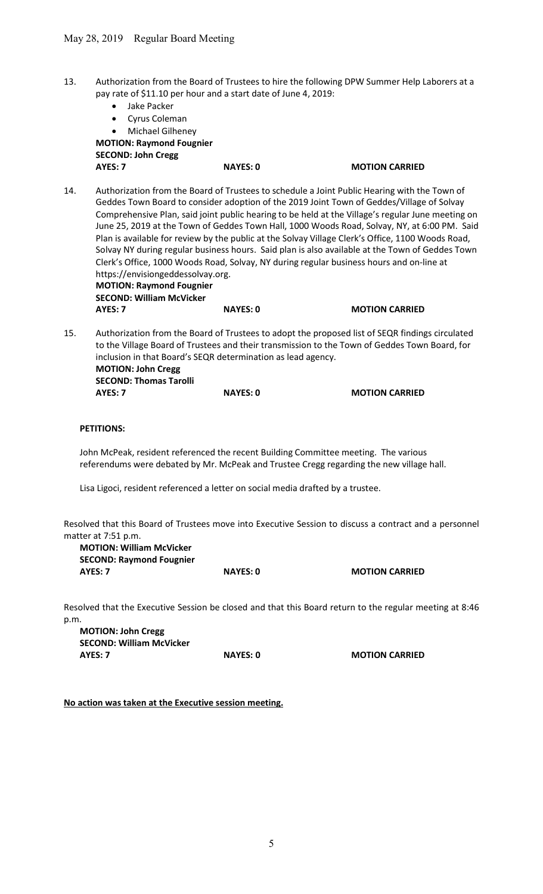13. Authorization from the Board of Trustees to hire the following DPW Summer Help Laborers at a pay rate of $11.10 per hour and a start date of June 4, 2019:
    - Jake Packer
    - Cyrus Coleman
    - Michael Gilheney

    **MOTION: Raymond Fougnier**
    **SECOND: John Cregg**
    **AYES: 7** **NAYES: 0** **MOTION CARRIED**

14. Authorization from the Board of Trustees to schedule a Joint Public Hearing with the Town of Geddes Town Board to consider adoption of the 2019 Joint Town of Geddes/Village of Solvay Comprehensive Plan, said joint public hearing to be held at the Village's regular June meeting on June 25, 2019 at the Town of Geddes Town Hall, 1000 Woods Road, Solvay, NY, at 6:00 PM. Said Plan is available for review by the public at the Solvay Village Clerk's Office, 1100 Woods Road, Solvay NY during regular business hours. Said plan is also available at the Town of Geddes Town Clerk's Office, 1000 Woods Road, Solvay, NY during regular business hours and on-line at https://envisiongeddessolvay.org.

    **MOTION: Raymond Fougnier**
    **SECOND: William McVicker**
    **AYES: 7** **NAYES: 0** **MOTION CARRIED**

15. Authorization from the Board of Trustees to adopt the proposed list of SEQR findings circulated to the Village Board of Trustees and their transmission to the Town of Geddes Town Board, for inclusion in that Board's SEQR determination as lead agency.

    **MOTION: John Cregg**
    **SECOND: Thomas Tarolli**
    **AYES: 7** **NAYES: 0** **MOTION CARRIED**

**PETITIONS:**

John McPeak, resident referenced the recent Building Committee meeting. The various referendums were debated by Mr. McPeak and Trustee Cregg regarding the new village hall.

Lisa Ligoci, resident referenced a letter on social media drafted by a trustee.

Resolved that this Board of Trustees move into Executive Session to discuss a contract and a personnel matter at 7:51 p.m.

**MOTION: William McVicker**
**SECOND: Raymond Fougnier**
**AYES: 7** **NAYES: 0** **MOTION CARRIED**

Resolved that the Executive Session be closed and that this Board return to the regular meeting at 8:46 p.m.

**MOTION: John Cregg**
**SECOND: William McVicker**
**AYES: 7** **NAYES: 0** **MOTION CARRIED**

**No action was taken at the Executive session meeting.**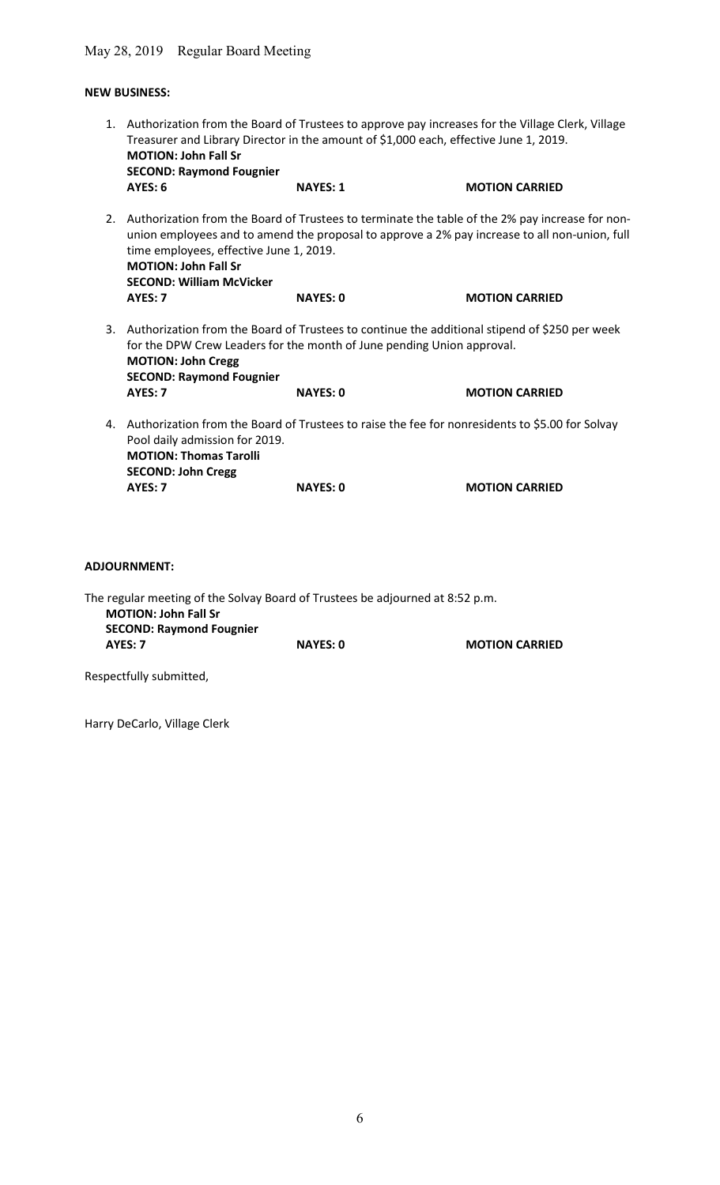**NEW BUSINESS:**

1. Authorization from the Board of Trustees to approve pay increases for the Village Clerk, Village Treasurer and Library Director in the amount of $1,000 each, effective June 1, 2019.
   **MOTION: John Fall Sr**
   **SECOND: Raymond Fougnier**
   **AYES: 6** **NAYES: 1** **MOTION CARRIED**

2. Authorization from the Board of Trustees to terminate the table of the 2% pay increase for non-union employees and to amend the proposal to approve a 2% pay increase to all non-union, full time employees, effective June 1, 2019.
   **MOTION: John Fall Sr**
   **SECOND: William McVicker**
   **AYES: 7** **NAYES: 0** **MOTION CARRIED**

3. Authorization from the Board of Trustees to continue the additional stipend of $250 per week for the DPW Crew Leaders for the month of June pending Union approval.
   **MOTION: John Cregg**
   **SECOND: Raymond Fougnier**
   **AYES: 7** **NAYES: 0** **MOTION CARRIED**

4. Authorization from the Board of Trustees to raise the fee for nonresidents to $5.00 for Solvay Pool daily admission for 2019.
   **MOTION: Thomas Tarolli**
   **SECOND: John Cregg**
   **AYES: 7** **NAYES: 0** **MOTION CARRIED**

**ADJOURNMENT:**

The regular meeting of the Solvay Board of Trustees be adjourned at 8:52 p.m.
**MOTION: John Fall Sr**
**SECOND: Raymond Fougnier**
**AYES: 7** **NAYES: 0** **MOTION CARRIED**

Respectfully submitted,

Harry DeCarlo, Village Clerk